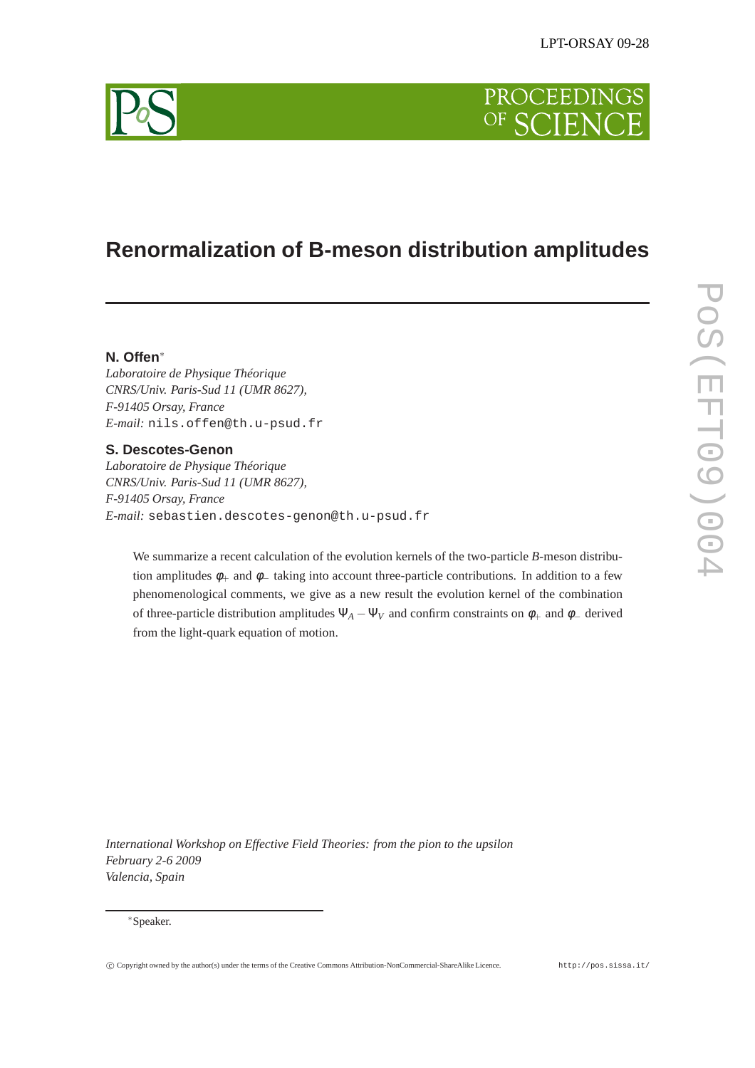LPT-ORSAY 09-28

# Renormalization of B-meson distribution amplitudes

**N. Offen**[*]
*Laboratoire de Physique Théorique*
*CNRS/Univ. Paris-Sud 11 (UMR 8627),*
*F-91405 Orsay, France*
*E-mail:* `nils.offen@th.u-psud.fr`

**S. Descotes-Genon**
*Laboratoire de Physique Théorique*
*CNRS/Univ. Paris-Sud 11 (UMR 8627),*
*F-91405 Orsay, France*
*E-mail:* `sebastien.descotes-genon@th.u-psud.fr`

We summarize a recent calculation of the evolution kernels of the two-particle $B$-meson distribution amplitudes $\phi_+$ and $\phi_-$ taking into account three-particle contributions. In addition to a few phenomenological comments, we give as a new result the evolution kernel of the combination of three-particle distribution amplitudes $\Psi_A - \Psi_V$ and confirm constraints on $\phi_+$ and $\phi_-$ derived from the light-quark equation of motion.

*International Workshop on Effective Field Theories: from the pion to the upsilon*
*February 2-6 2009*
*Valencia, Spain*

[*]Speaker.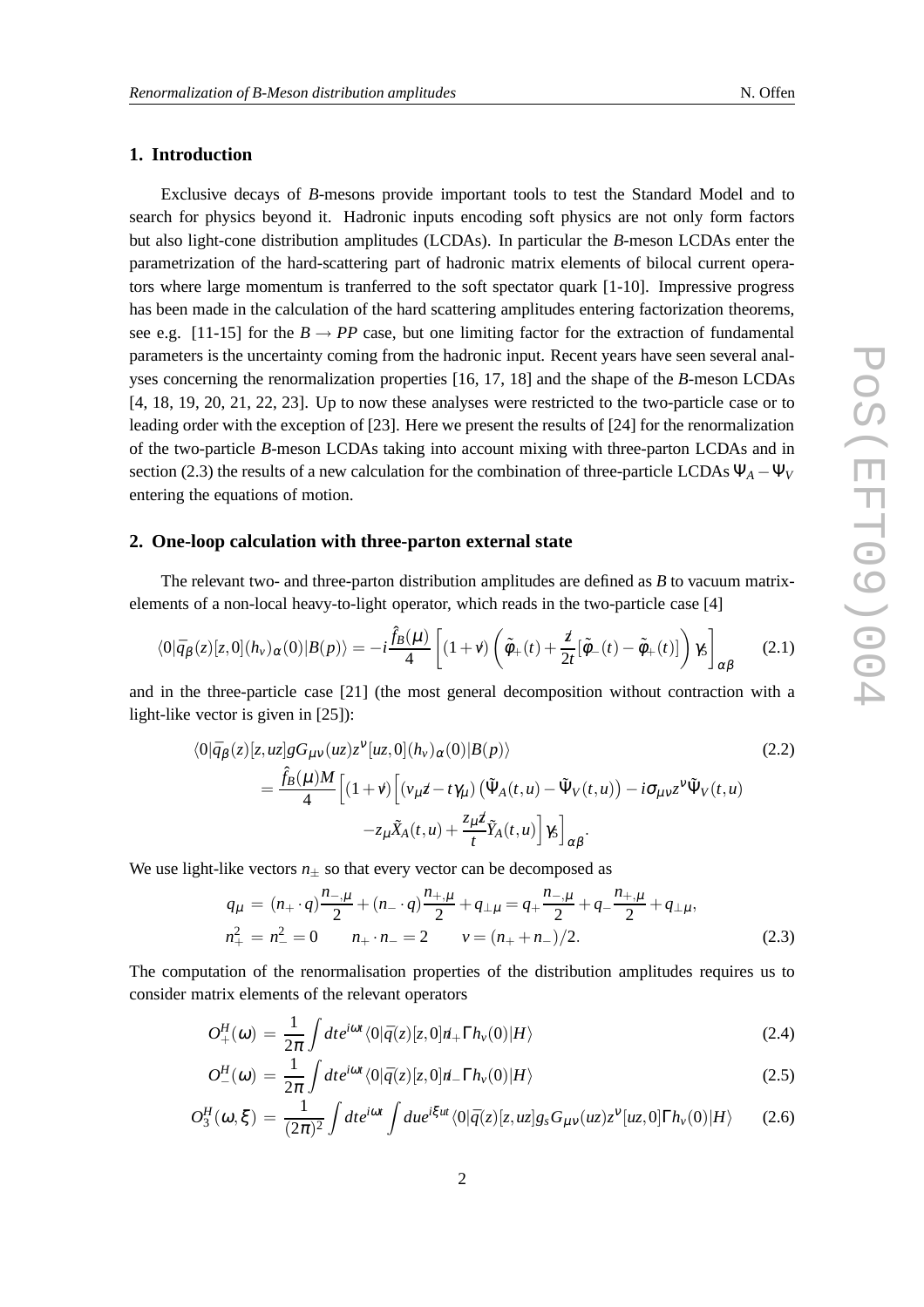## 1. Introduction

Exclusive decays of $B$-mesons provide important tools to test the Standard Model and to search for physics beyond it. Hadronic inputs encoding soft physics are not only form factors but also light-cone distribution amplitudes (LCDAs). In particular the $B$-meson LCDAs enter the parametrization of the hard-scattering part of hadronic matrix elements of bilocal current operators where large momentum is tranferred to the soft spectator quark [1-10]. Impressive progress has been made in the calculation of the hard scattering amplitudes entering factorization theorems, see e.g. [11-15] for the $B \to PP$ case, but one limiting factor for the extraction of fundamental parameters is the uncertainty coming from the hadronic input. Recent years have seen several analyses concerning the renormalization properties [16, 17, 18] and the shape of the $B$-meson LCDAs [4, 18, 19, 20, 21, 22, 23]. Up to now these analyses were restricted to the two-particle case or to leading order with the exception of [23]. Here we present the results of [24] for the renormalization of the two-particle $B$-meson LCDAs taking into account mixing with three-parton LCDAs and in section (2.3) the results of a new calculation for the combination of three-particle LCDAs $\Psi_A - \Psi_V$ entering the equations of motion.

## 2. One-loop calculation with three-parton external state

The relevant two- and three-parton distribution amplitudes are defined as $B$ to vacuum matrix-elements of a non-local heavy-to-light operator, which reads in the two-particle case [4]

$$\langle 0|\bar{q}_\beta(z)[z,0](h_v)_\alpha(0)|B(p)\rangle = -i\frac{\hat{f}_B(\mu)}{4}\left[(1+\not{v})\left(\tilde{\phi}_+(t) + \frac{\not{z}}{2t}[\tilde{\phi}_-(t) - \tilde{\phi}_+(t)]\right)\gamma_5\right]_{\alpha\beta} \tag{2.1}$$

and in the three-particle case [21] (the most general decomposition without contraction with a light-like vector is given in [25]):

$$\begin{aligned}
&\langle 0|\bar{q}_\beta(z)[z,uz]gG_{\mu\nu}(uz)z^\nu[uz,0](h_v)_\alpha(0)|B(p)\rangle \\
&\quad = \frac{\hat{f}_B(\mu)M}{4}\Big[(1+\not{v})\Big[(v_\mu\not{z} - t\gamma_\mu)\left(\tilde{\Psi}_A(t,u) - \tilde{\Psi}_V(t,u)\right) - i\sigma_{\mu\nu}z^\nu\tilde{\Psi}_V(t,u) \\
&\qquad\qquad - z_\mu\tilde{X}_A(t,u) + \frac{z_\mu\not{z}}{t}\tilde{Y}_A(t,u)\Big]\gamma_5\Big]_{\alpha\beta}.
\end{aligned} \tag{2.2}$$

We use light-like vectors $n_\pm$ so that every vector can be decomposed as

$$\begin{aligned}
q_\mu &= (n_+\cdot q)\frac{n_{-,\mu}}{2} + (n_-\cdot q)\frac{n_{+,\mu}}{2} + q_{\perp\mu} = q_+\frac{n_{-,\mu}}{2} + q_-\frac{n_{+,\mu}}{2} + q_{\perp\mu}, \\
n_+^2 &= n_-^2 = 0 \qquad n_+\cdot n_- = 2 \qquad v = (n_+ + n_-)/2.
\end{aligned} \tag{2.3}$$

The computation of the renormalisation properties of the distribution amplitudes requires us to consider matrix elements of the relevant operators

$$O_+^H(\omega) = \frac{1}{2\pi}\int dt e^{i\omega t}\langle 0|\bar{q}(z)[z,0]\not{n}_+\Gamma h_v(0)|H\rangle \tag{2.4}$$

$$O_-^H(\omega) = \frac{1}{2\pi}\int dt e^{i\omega t}\langle 0|\bar{q}(z)[z,0]\not{n}_-\Gamma h_v(0)|H\rangle \tag{2.5}$$

$$O_3^H(\omega,\xi) = \frac{1}{(2\pi)^2}\int dt e^{i\omega t}\int du e^{i\xi ut}\langle 0|\bar{q}(z)[z,uz]g_s G_{\mu\nu}(uz)z^\nu[uz,0]\Gamma h_v(0)|H\rangle \tag{2.6}$$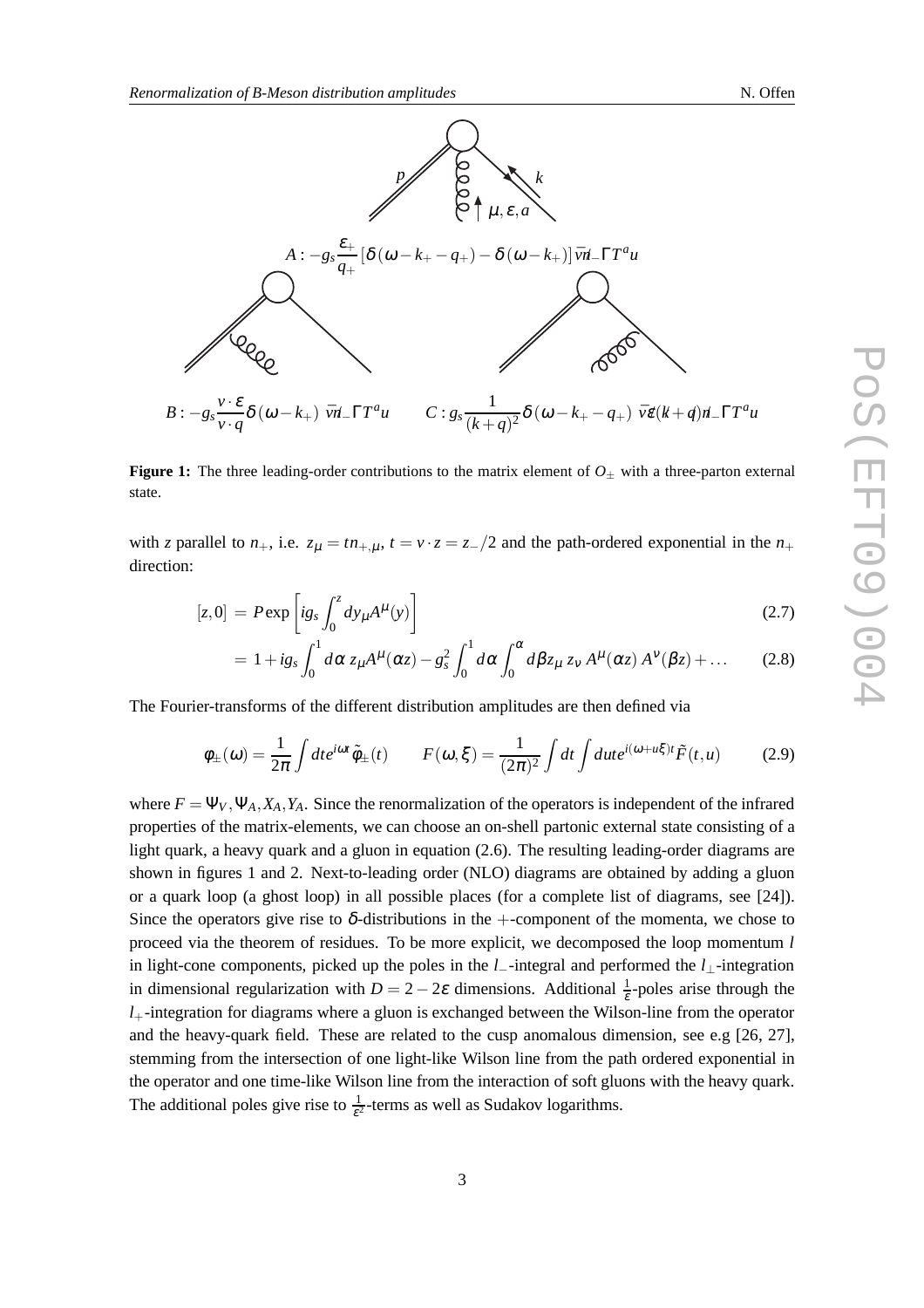$p$ $k$ $\mu, \varepsilon, a$

$A: -g_s \frac{\varepsilon_+}{q_+}\left[\delta(\omega - k_+ - q_+) - \delta(\omega - k_+)\right] \bar{v} \not{n}_- \Gamma T^a u$

$B: -g_s \frac{v\cdot\varepsilon}{v\cdot q}\delta(\omega - k_+)\ \bar{v}\not{n}_-\Gamma T^a u \qquad C: g_s \frac{1}{(k+q)^2}\delta(\omega - k_+ - q_+)\ \bar{v}\not{\varepsilon}(\not{k}+\not{q})\not{n}_-\Gamma T^a u$

**Figure 1:** The three leading-order contributions to the matrix element of $O_\pm$ with a three-parton external state.

with $z$ parallel to $n_+$, i.e. $z_\mu = t n_{+,\mu}$, $t = v\cdot z = z_-/2$ and the path-ordered exponential in the $n_+$ direction:

$$[z,0] = P\exp\left[ig_s \int_0^z dy_\mu A^\mu(y)\right] \tag{2.7}$$

$$= 1 + ig_s \int_0^1 d\alpha\ z_\mu A^\mu(\alpha z) - g_s^2 \int_0^1 d\alpha \int_0^\alpha d\beta z_\mu\, z_\nu\ A^\mu(\alpha z)\ A^\nu(\beta z) + \ldots \tag{2.8}$$

The Fourier-transforms of the different distribution amplitudes are then defined via

$$\phi_\pm(\omega) = \frac{1}{2\pi}\int dt e^{i\omega t}\tilde{\phi}_\pm(t) \qquad F(\omega,\xi) = \frac{1}{(2\pi)^2}\int dt \int du t e^{i(\omega+u\xi)t}\tilde{F}(t,u) \tag{2.9}$$

where $F = \Psi_V, \Psi_A, X_A, Y_A$. Since the renormalization of the operators is independent of the infrared properties of the matrix-elements, we can choose an on-shell partonic external state consisting of a light quark, a heavy quark and a gluon in equation (2.6). The resulting leading-order diagrams are shown in figures 1 and 2. Next-to-leading order (NLO) diagrams are obtained by adding a gluon or a quark loop (a ghost loop) in all possible places (for a complete list of diagrams, see [24]). Since the operators give rise to $\delta$-distributions in the $+$-component of the momenta, we chose to proceed via the theorem of residues. To be more explicit, we decomposed the loop momentum $l$ in light-cone components, picked up the poles in the $l_-$-integral and performed the $l_\perp$-integration in dimensional regularization with $D = 2 - 2\varepsilon$ dimensions. Additional $\frac{1}{\varepsilon}$-poles arise through the $l_+$-integration for diagrams where a gluon is exchanged between the Wilson-line from the operator and the heavy-quark field. These are related to the cusp anomalous dimension, see e.g [26, 27], stemming from the intersection of one light-like Wilson line from the path ordered exponential in the operator and one time-like Wilson line from the interaction of soft gluons with the heavy quark. The additional poles give rise to $\frac{1}{\varepsilon^2}$-terms as well as Sudakov logarithms.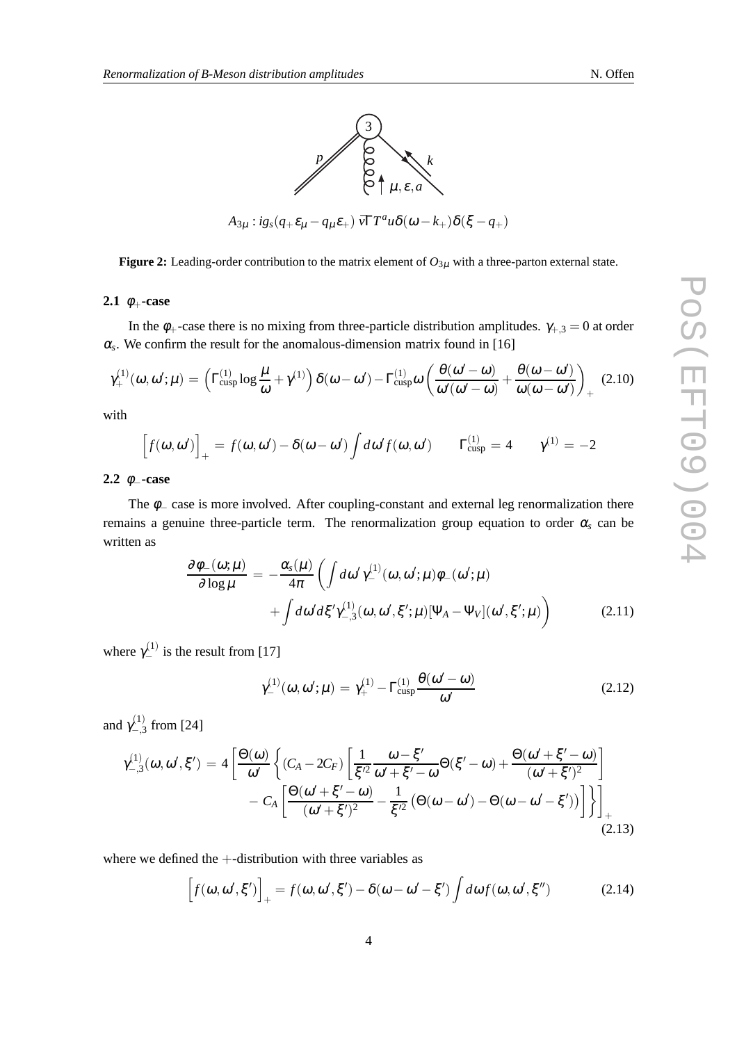$$A_{3\mu}: ig_s(q_+\varepsilon_\mu - q_\mu\varepsilon_+)\,\bar{v}\Gamma T^a u\,\delta(\omega - k_+)\delta(\xi - q_+)$$

**Figure 2:** Leading-order contribution to the matrix element of $O_{3\mu}$ with a three-parton external state.

### 2.1 $\phi_+$-case

In the $\phi_+$-case there is no mixing from three-particle distribution amplitudes. $\gamma_{+,3} = 0$ at order $\alpha_s$. We confirm the result for the anomalous-dimension matrix found in [16]

$$\gamma_+^{(1)}(\omega,\omega';\mu) = \left(\Gamma_{\text{cusp}}^{(1)} \log\frac{\mu}{\omega} + \gamma^{(1)}\right)\delta(\omega-\omega') - \Gamma_{\text{cusp}}^{(1)}\,\omega\left(\frac{\theta(\omega'-\omega)}{\omega'(\omega'-\omega)} + \frac{\theta(\omega-\omega')}{\omega(\omega-\omega')}\right)_+ \quad (2.10)$$

with

$$\Big[f(\omega,\omega')\Big]_+ = f(\omega,\omega') - \delta(\omega-\omega')\int d\omega' f(\omega,\omega') \qquad \Gamma_{\text{cusp}}^{(1)} = 4 \qquad \gamma^{(1)} = -2$$

### 2.2 $\phi_-$-case

The $\phi_-$ case is more involved. After coupling-constant and external leg renormalization there remains a genuine three-particle term. The renormalization group equation to order $\alpha_s$ can be written as

$$\begin{aligned}
\frac{\partial\phi_-(\omega;\mu)}{\partial\log\mu} = &-\frac{\alpha_s(\mu)}{4\pi}\bigg(\int d\omega'\,\gamma_-^{(1)}(\omega,\omega';\mu)\phi_-(\omega';\mu) \\
&+\int d\omega' d\xi'\,\gamma_{-,3}^{(1)}(\omega,\omega',\xi';\mu)[\Psi_A - \Psi_V](\omega',\xi';\mu)\bigg)
\end{aligned} \quad (2.11)$$

where $\gamma_-^{(1)}$ is the result from [17]

$$\gamma_-^{(1)}(\omega,\omega';\mu) = \gamma_+^{(1)} - \Gamma_{\text{cusp}}^{(1)}\frac{\theta(\omega'-\omega)}{\omega'} \quad (2.12)$$

and $\gamma_{-,3}^{(1)}$ from [24]

$$\begin{aligned}
\gamma_{-,3}^{(1)}(\omega,\omega',\xi') = 4\Bigg[\frac{\Theta(\omega)}{\omega'}\bigg\{&(C_A - 2C_F)\left[\frac{1}{\xi'^2}\frac{\omega-\xi'}{\omega'+\xi'-\omega}\Theta(\xi'-\omega) + \frac{\Theta(\omega'+\xi'-\omega)}{(\omega'+\xi')^2}\right] \\
&- C_A\left[\frac{\Theta(\omega'+\xi'-\omega)}{(\omega'+\xi')^2} - \frac{1}{\xi'^2}\big(\Theta(\omega-\omega') - \Theta(\omega-\omega'-\xi')\big)\right]\bigg\}\Bigg]_+
\end{aligned} \quad (2.13)$$

where we defined the $+$-distribution with three variables as

$$\Big[f(\omega,\omega',\xi')\Big]_+ = f(\omega,\omega',\xi') - \delta(\omega-\omega'-\xi')\int d\omega f(\omega,\omega',\xi'') \quad (2.14)$$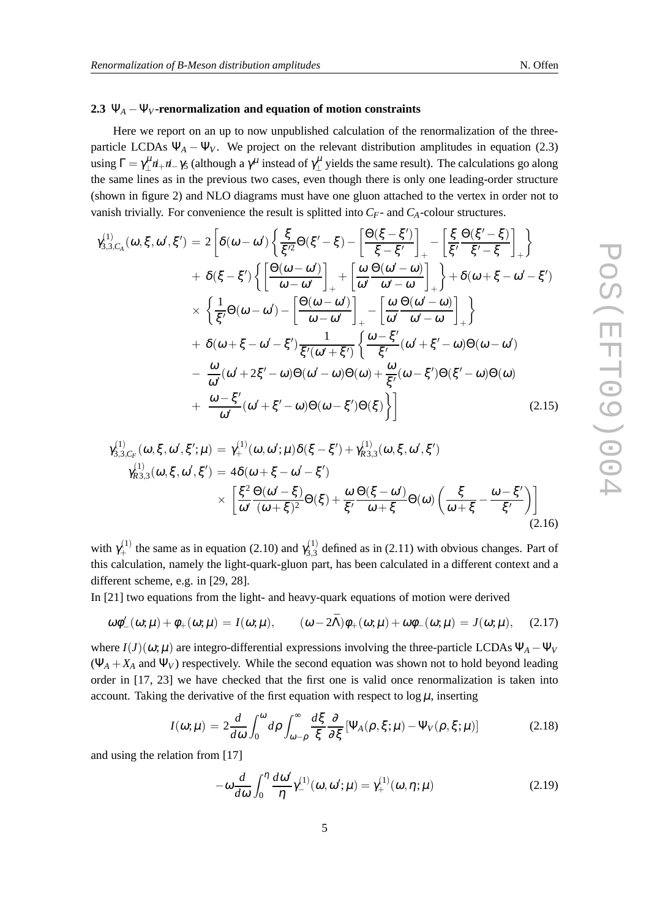### 2.3 $\Psi_A - \Psi_V$-renormalization and equation of motion constraints

Here we report on an up to now unpublished calculation of the renormalization of the three-particle LCDAs $\Psi_A - \Psi_V$. We project on the relevant distribution amplitudes in equation (2.3) using $\Gamma = \gamma_\perp^\mu \not{n}_+ \not{n}_- \gamma_5$ (although a $\gamma^\mu$ instead of $\gamma_\perp^\mu$ yields the same result). The calculations go along the same lines as in the previous two cases, even though there is only one leading-order structure (shown in figure 2) and NLO diagrams must have one gluon attached to the vertex in order not to vanish trivially. For convenience the result is splitted into $C_F$- and $C_A$-colour structures.

$$
\begin{aligned}
\gamma^{(1)}_{3,3,C_A}(\omega,\xi,\omega',\xi') = \; & 2\Bigg[\delta(\omega-\omega')\left\{\frac{\xi}{\xi'^2}\Theta(\xi'-\xi) - \left[\frac{\Theta(\xi-\xi')}{\xi-\xi'}\right]_+ - \left[\frac{\xi}{\xi'}\frac{\Theta(\xi'-\xi)}{\xi'-\xi}\right]_+\right\} \\
& + \delta(\xi-\xi')\left\{\left[\frac{\Theta(\omega-\omega')}{\omega-\omega'}\right]_+ + \left[\frac{\omega}{\omega'}\frac{\Theta(\omega'-\omega)}{\omega'-\omega}\right]_+\right\} + \delta(\omega+\xi-\omega'-\xi') \\
& \times \left\{\frac{1}{\xi'}\Theta(\omega-\omega') - \left[\frac{\Theta(\omega-\omega')}{\omega-\omega'}\right]_+ - \left[\frac{\omega}{\omega'}\frac{\Theta(\omega'-\omega)}{\omega'-\omega}\right]_+\right\} \\
& + \delta(\omega+\xi-\omega'-\xi')\frac{1}{\xi'(\omega'+\xi')}\left\{\frac{\omega-\xi'}{\xi'}(\omega'+\xi'-\omega)\Theta(\omega-\omega')\right. \\
& - \frac{\omega}{\omega'}(\omega'+2\xi'-\omega)\Theta(\omega'-\omega)\Theta(\omega) + \frac{\omega}{\xi'}(\omega-\xi')\Theta(\xi'-\omega)\Theta(\omega) \\
& \left.+ \frac{\omega-\xi'}{\omega'}(\omega'+\xi'-\omega)\Theta(\omega-\xi')\Theta(\xi)\right\}\Bigg]
\end{aligned}
\tag{2.15}
$$

$$
\begin{aligned}
\gamma^{(1)}_{3,3,C_F}(\omega,\xi,\omega',\xi';\mu) = \; & \gamma_+^{(1)}(\omega,\omega';\mu)\delta(\xi-\xi') + \gamma^{(1)}_{R3,3}(\omega,\xi,\omega',\xi') \\
\gamma^{(1)}_{R3,3}(\omega,\xi,\omega',\xi') = \; & 4\delta(\omega+\xi-\omega'-\xi') \\
& \times \left[\frac{\xi^2}{\omega'}\frac{\Theta(\omega'-\xi)}{(\omega+\xi)^2}\Theta(\xi) + \frac{\omega}{\xi'}\frac{\Theta(\xi-\omega')}{\omega+\xi}\Theta(\omega)\left(\frac{\xi}{\omega+\xi} - \frac{\omega-\xi'}{\xi'}\right)\right]
\end{aligned}
\tag{2.16}
$$

with $\gamma_+^{(1)}$ the same as in equation (2.10) and $\gamma_{3,3}^{(1)}$ defined as in (2.11) with obvious changes. Part of this calculation, namely the light-quark-gluon part, has been calculated in a different context and a different scheme, e.g. in [29, 28].

In [21] two equations from the light- and heavy-quark equations of motion were derived

$$
\omega\phi_-'(\omega;\mu) + \phi_+(\omega;\mu) = I(\omega;\mu), \qquad (\omega - 2\bar{\Lambda})\phi_+(\omega;\mu) + \omega\phi_-(\omega;\mu) = J(\omega;\mu), \tag{2.17}
$$

where $I(J)(\omega;\mu)$ are integro-differential expressions involving the three-particle LCDAs $\Psi_A - \Psi_V$ ($\Psi_A + X_A$ and $\Psi_V$) respectively. While the second equation was shown not to hold beyond leading order in [17, 23] we have checked that the first one is valid once renormalization is taken into account. Taking the derivative of the first equation with respect to $\log\mu$, inserting

$$
I(\omega;\mu) = 2\frac{d}{d\omega}\int_0^\omega d\rho \int_{\omega-\rho}^\infty \frac{d\xi}{\xi}\frac{\partial}{\partial\xi}\left[\Psi_A(\rho,\xi;\mu) - \Psi_V(\rho,\xi;\mu)\right] \tag{2.18}
$$

and using the relation from [17]

$$
-\omega\frac{d}{d\omega}\int_0^\eta \frac{d\omega'}{\eta}\gamma_-^{(1)}(\omega,\omega';\mu) = \gamma_+^{(1)}(\omega,\eta;\mu) \tag{2.19}
$$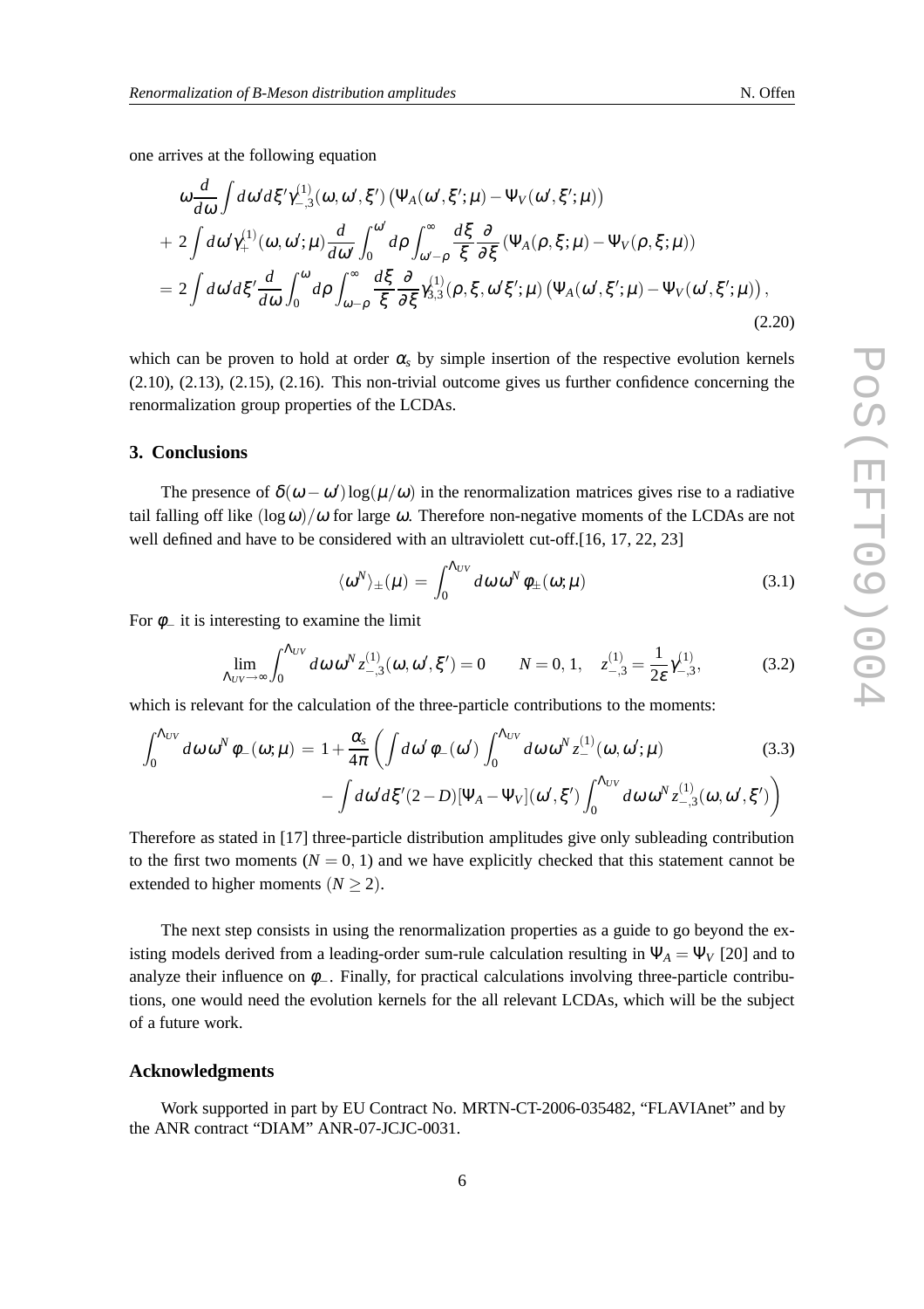one arrives at the following equation

$$
\begin{aligned}
&\omega\frac{d}{d\omega}\int d\omega' d\xi' \gamma_{-,3}^{(1)}(\omega,\omega',\xi')\left(\Psi_A(\omega',\xi';\mu)-\Psi_V(\omega',\xi';\mu)\right)\\
&+2\int d\omega' \gamma_+^{(1)}(\omega,\omega';\mu)\frac{d}{d\omega'}\int_0^{\omega'} d\rho\int_{\omega'-\rho}^{\infty}\frac{d\xi}{\xi}\frac{\partial}{\partial\xi}\left(\Psi_A(\rho,\xi;\mu)-\Psi_V(\rho,\xi;\mu)\right)\\
&=2\int d\omega' d\xi' \frac{d}{d\omega}\int_0^{\omega} d\rho\int_{\omega-\rho}^{\infty}\frac{d\xi}{\xi}\frac{\partial}{\partial\xi}\gamma_{3,3}^{(1)}(\rho,\xi,\omega'\xi';\mu)\left(\Psi_A(\omega',\xi';\mu)-\Psi_V(\omega',\xi';\mu)\right),
\end{aligned}
\tag{2.20}
$$

which can be proven to hold at order $\alpha_s$ by simple insertion of the respective evolution kernels (2.10), (2.13), (2.15), (2.16). This non-trivial outcome gives us further confidence concerning the renormalization group properties of the LCDAs.

## 3. Conclusions

The presence of $\delta(\omega-\omega')\log(\mu/\omega)$ in the renormalization matrices gives rise to a radiative tail falling off like $(\log\omega)/\omega$ for large $\omega$. Therefore non-negative moments of the LCDAs are not well defined and have to be considered with an ultraviolett cut-off.[16, 17, 22, 23]

$$
\langle\omega^N\rangle_\pm(\mu) = \int_0^{\Lambda_{UV}} d\omega\,\omega^N\,\phi_\pm(\omega;\mu)
\tag{3.1}
$$

For $\phi_-$ it is interesting to examine the limit

$$
\lim_{\Lambda_{UV}\to\infty}\int_0^{\Lambda_{UV}} d\omega\,\omega^N z_{-,3}^{(1)}(\omega,\omega',\xi') = 0 \qquad N=0,1, \quad z_{-,3}^{(1)}=\frac{1}{2\varepsilon}\gamma_{-,3}^{(1)},
\tag{3.2}
$$

which is relevant for the calculation of the three-particle contributions to the moments:

$$
\begin{aligned}
\int_0^{\Lambda_{UV}} d\omega\,\omega^N\,\phi_-(\omega;\mu) = 1+\frac{\alpha_s}{4\pi}\Bigg(&\int d\omega'\,\phi_-(\omega')\int_0^{\Lambda_{UV}} d\omega\,\omega^N z_-^{(1)}(\omega,\omega';\mu)\\
&-\int d\omega' d\xi'(2-D)[\Psi_A-\Psi_V](\omega',\xi')\int_0^{\Lambda_{UV}} d\omega\,\omega^N z_{-,3}^{(1)}(\omega,\omega',\xi')\Bigg)
\end{aligned}
\tag{3.3}
$$

Therefore as stated in [17] three-particle distribution amplitudes give only subleading contribution to the first two moments ($N=0,1$) and we have explicitly checked that this statement cannot be extended to higher moments ($N\geq 2$).

The next step consists in using the renormalization properties as a guide to go beyond the existing models derived from a leading-order sum-rule calculation resulting in $\Psi_A=\Psi_V$ [20] and to analyze their influence on $\phi_-$. Finally, for practical calculations involving three-particle contributions, one would need the evolution kernels for the all relevant LCDAs, which will be the subject of a future work.

### Acknowledgments

Work supported in part by EU Contract No. MRTN-CT-2006-035482, "FLAVIAnet" and by the ANR contract "DIAM" ANR-07-JCJC-0031.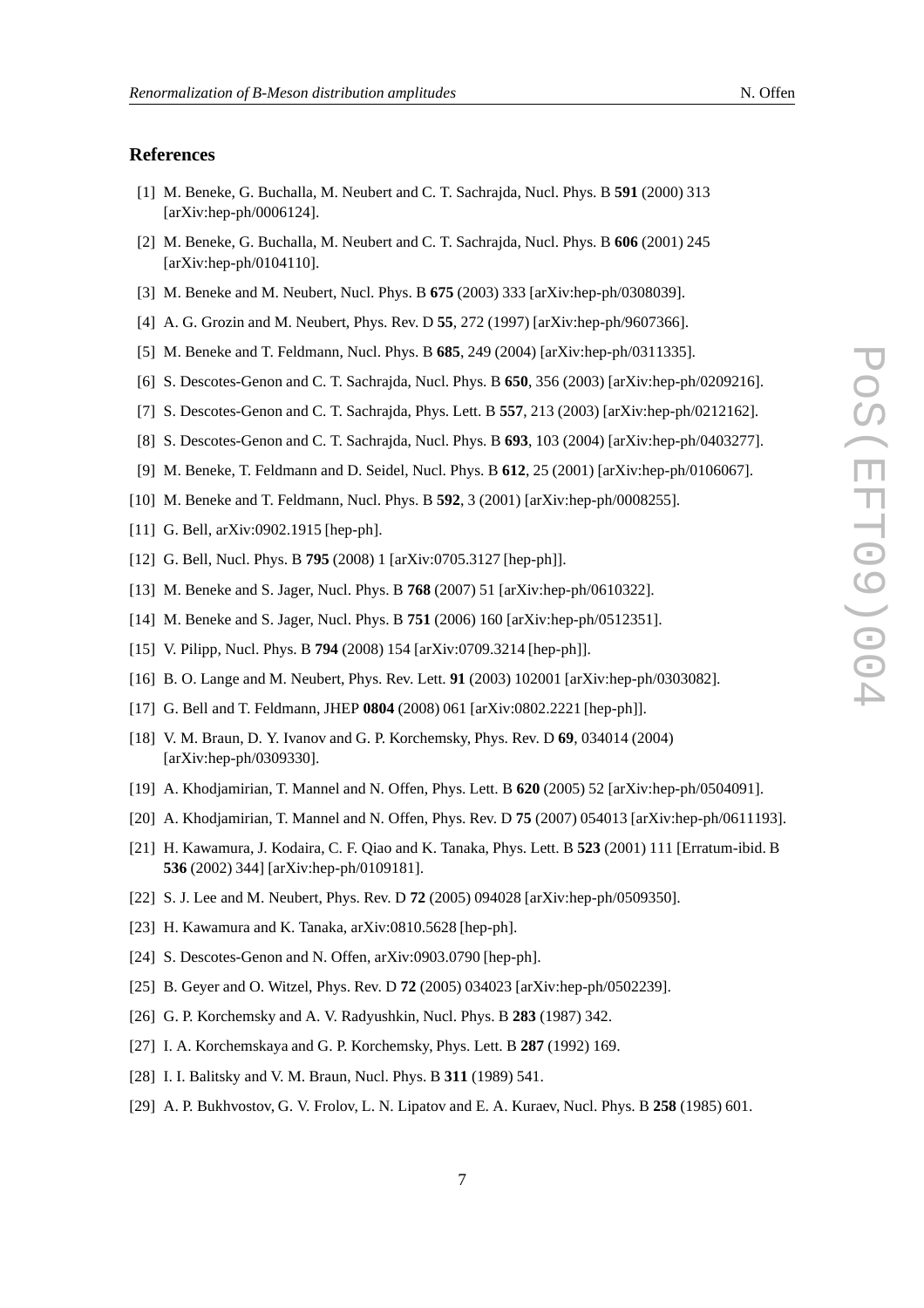## References

[1] M. Beneke, G. Buchalla, M. Neubert and C. T. Sachrajda, Nucl. Phys. B **591** (2000) 313 [arXiv:hep-ph/0006124].

[2] M. Beneke, G. Buchalla, M. Neubert and C. T. Sachrajda, Nucl. Phys. B **606** (2001) 245 [arXiv:hep-ph/0104110].

[3] M. Beneke and M. Neubert, Nucl. Phys. B **675** (2003) 333 [arXiv:hep-ph/0308039].

[4] A. G. Grozin and M. Neubert, Phys. Rev. D **55**, 272 (1997) [arXiv:hep-ph/9607366].

[5] M. Beneke and T. Feldmann, Nucl. Phys. B **685**, 249 (2004) [arXiv:hep-ph/0311335].

[6] S. Descotes-Genon and C. T. Sachrajda, Nucl. Phys. B **650**, 356 (2003) [arXiv:hep-ph/0209216].

[7] S. Descotes-Genon and C. T. Sachrajda, Phys. Lett. B **557**, 213 (2003) [arXiv:hep-ph/0212162].

[8] S. Descotes-Genon and C. T. Sachrajda, Nucl. Phys. B **693**, 103 (2004) [arXiv:hep-ph/0403277].

[9] M. Beneke, T. Feldmann and D. Seidel, Nucl. Phys. B **612**, 25 (2001) [arXiv:hep-ph/0106067].

[10] M. Beneke and T. Feldmann, Nucl. Phys. B **592**, 3 (2001) [arXiv:hep-ph/0008255].

[11] G. Bell, arXiv:0902.1915 [hep-ph].

[12] G. Bell, Nucl. Phys. B **795** (2008) 1 [arXiv:0705.3127 [hep-ph]].

[13] M. Beneke and S. Jager, Nucl. Phys. B **768** (2007) 51 [arXiv:hep-ph/0610322].

[14] M. Beneke and S. Jager, Nucl. Phys. B **751** (2006) 160 [arXiv:hep-ph/0512351].

[15] V. Pilipp, Nucl. Phys. B **794** (2008) 154 [arXiv:0709.3214 [hep-ph]].

[16] B. O. Lange and M. Neubert, Phys. Rev. Lett. **91** (2003) 102001 [arXiv:hep-ph/0303082].

[17] G. Bell and T. Feldmann, JHEP **0804** (2008) 061 [arXiv:0802.2221 [hep-ph]].

[18] V. M. Braun, D. Y. Ivanov and G. P. Korchemsky, Phys. Rev. D **69**, 034014 (2004) [arXiv:hep-ph/0309330].

[19] A. Khodjamirian, T. Mannel and N. Offen, Phys. Lett. B **620** (2005) 52 [arXiv:hep-ph/0504091].

[20] A. Khodjamirian, T. Mannel and N. Offen, Phys. Rev. D **75** (2007) 054013 [arXiv:hep-ph/0611193].

[21] H. Kawamura, J. Kodaira, C. F. Qiao and K. Tanaka, Phys. Lett. B **523** (2001) 111 [Erratum-ibid. B **536** (2002) 344] [arXiv:hep-ph/0109181].

[22] S. J. Lee and M. Neubert, Phys. Rev. D **72** (2005) 094028 [arXiv:hep-ph/0509350].

[23] H. Kawamura and K. Tanaka, arXiv:0810.5628 [hep-ph].

[24] S. Descotes-Genon and N. Offen, arXiv:0903.0790 [hep-ph].

[25] B. Geyer and O. Witzel, Phys. Rev. D **72** (2005) 034023 [arXiv:hep-ph/0502239].

[26] G. P. Korchemsky and A. V. Radyushkin, Nucl. Phys. B **283** (1987) 342.

[27] I. A. Korchemskaya and G. P. Korchemsky, Phys. Lett. B **287** (1992) 169.

[28] I. I. Balitsky and V. M. Braun, Nucl. Phys. B **311** (1989) 541.

[29] A. P. Bukhvostov, G. V. Frolov, L. N. Lipatov and E. A. Kuraev, Nucl. Phys. B **258** (1985) 601.